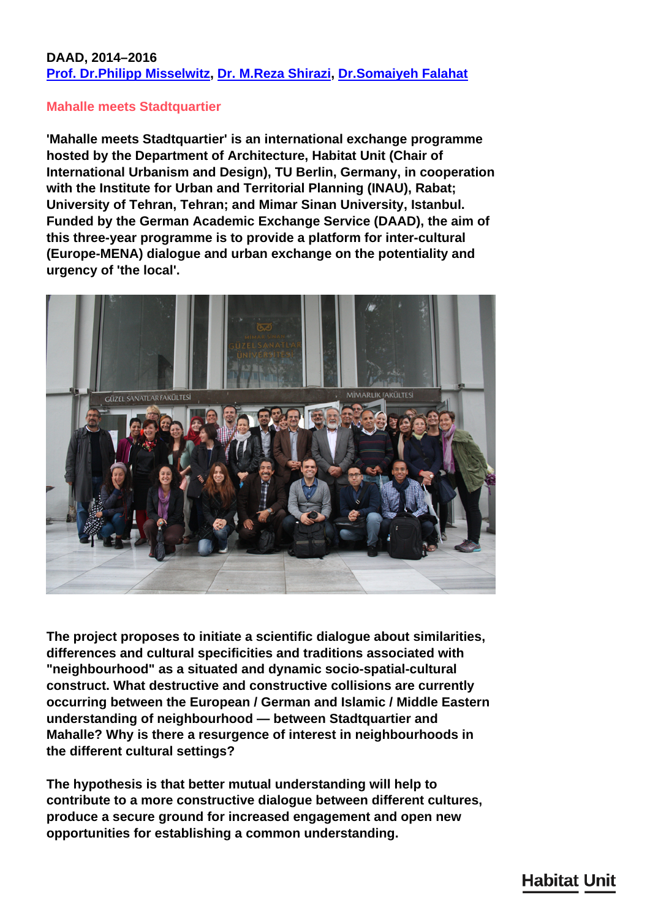**DAAD, 2014–2016**
**[Prof. Dr.Philipp Misselwitz](), [Dr. M.Reza Shirazi](), [Dr.Somaiyeh Falahat]()**

## Mahalle meets Stadtquartier

**'Mahalle meets Stadtquartier' is an international exchange programme hosted by the Department of Architecture, Habitat Unit (Chair of International Urbanism and Design), TU Berlin, Germany, in cooperation with the Institute for Urban and Territorial Planning (INAU), Rabat; University of Tehran, Tehran; and Mimar Sinan University, Istanbul. Funded by the German Academic Exchange Service (DAAD), the aim of this three-year programme is to provide a platform for inter-cultural (Europe-MENA) dialogue and urban exchange on the potentiality and urgency of 'the local'.**

**The project proposes to initiate a scientific dialogue about similarities, differences and cultural specificities and traditions associated with "neighbourhood" as a situated and dynamic socio-spatial-cultural construct. What destructive and constructive collisions are currently occurring between the European / German and Islamic / Middle Eastern understanding of neighbourhood — between Stadtquartier and Mahalle? Why is there a resurgence of interest in neighbourhoods in the different cultural settings?**

**The hypothesis is that better mutual understanding will help to contribute to a more constructive dialogue between different cultures, produce a secure ground for increased engagement and open new opportunities for establishing a common understanding.**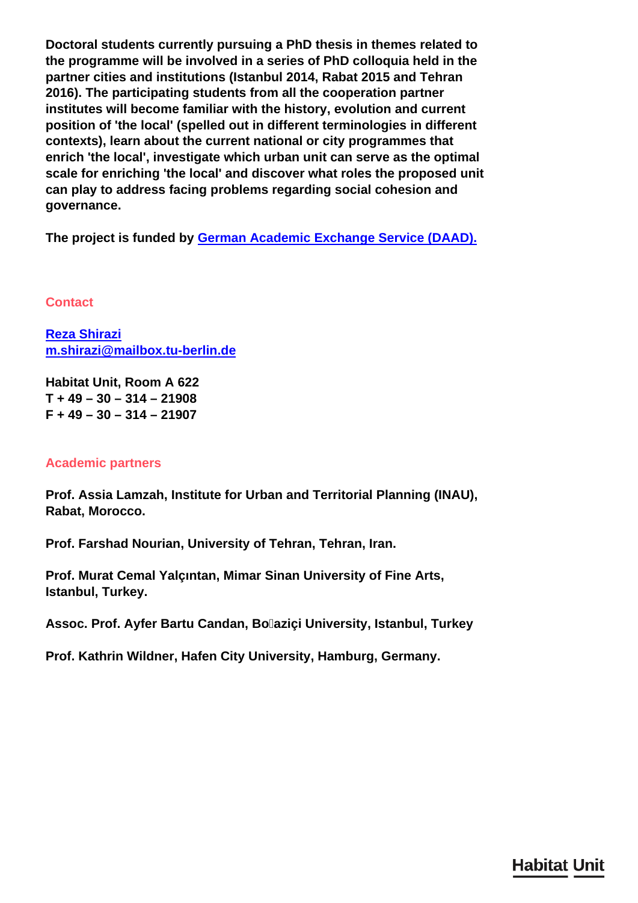**Doctoral students currently pursuing a PhD thesis in themes related to the programme will be involved in a series of PhD colloquia held in the partner cities and institutions (Istanbul 2014, Rabat 2015 and Tehran 2016). The participating students from all the cooperation partner institutes will become familiar with the history, evolution and current position of 'the local' (spelled out in different terminologies in different contexts), learn about the current national or city programmes that enrich 'the local', investigate which urban unit can serve as the optimal scale for enriching 'the local' and discover what roles the proposed unit can play to address facing problems regarding social cohesion and governance.**

**The project is funded by German Academic Exchange Service (DAAD).**

## Contact

**Reza Shirazi**
**m.shirazi@mailbox.tu-berlin.de**

**Habitat Unit, Room A 622**
**T + 49 – 30 – 314 – 21908**
**F + 49 – 30 – 314 – 21907**

## Academic partners

**Prof. Assia Lamzah, Institute for Urban and Territorial Planning (INAU), Rabat, Morocco.**

**Prof. Farshad Nourian, University of Tehran, Tehran, Iran.**

**Prof. Murat Cemal Yalçıntan, Mimar Sinan University of Fine Arts, Istanbul, Turkey.**

**Assoc. Prof. Ayfer Bartu Candan, Boğaziçi University, Istanbul, Turkey**

**Prof. Kathrin Wildner, Hafen City University, Hamburg, Germany.**